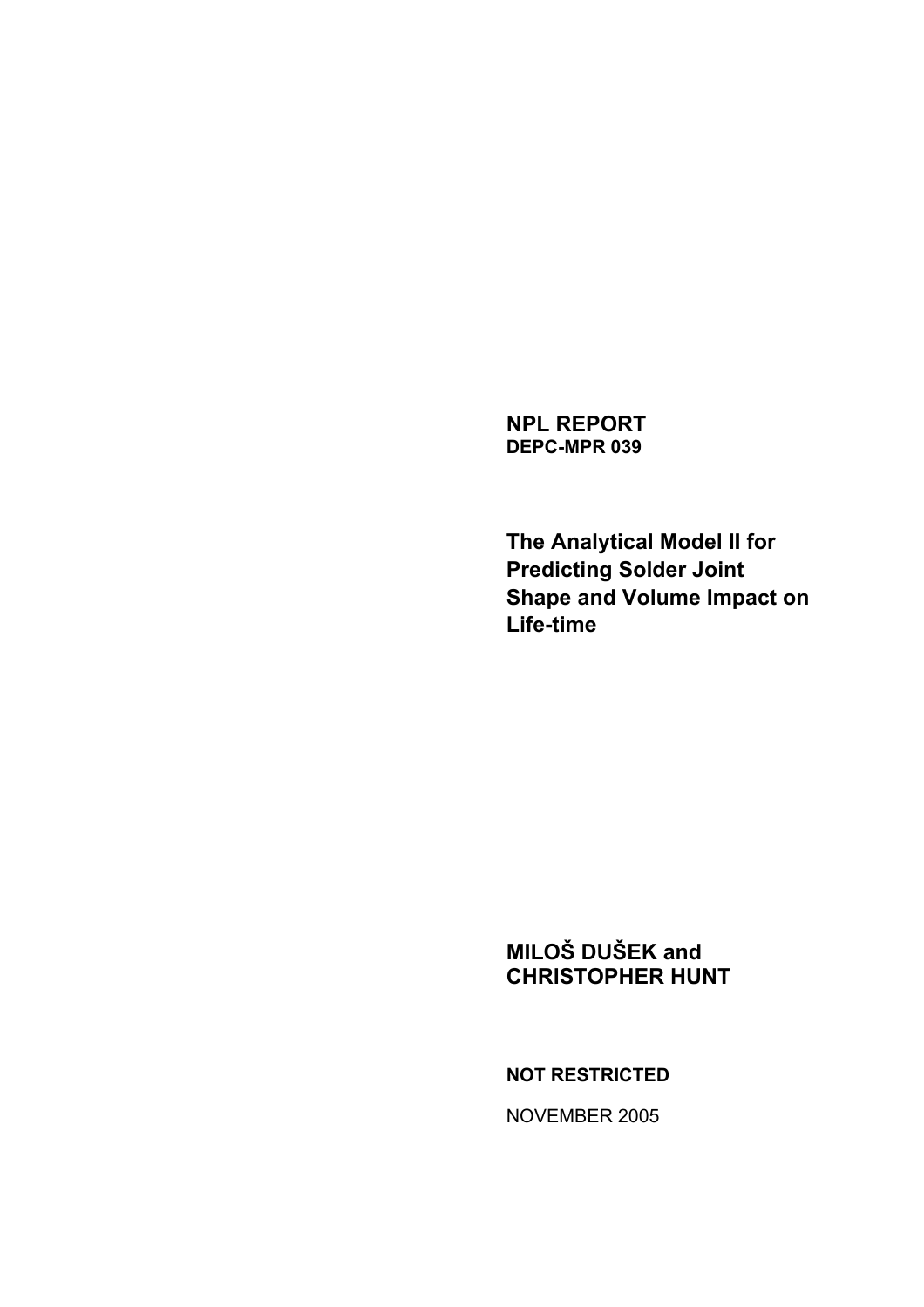**NPL REPORT**
**DEPC-MPR 039**

# The Analytical Model II for Predicting Solder Joint Shape and Volume Impact on Life-time

**MILOŠ DUŠEK and CHRISTOPHER HUNT**

**NOT RESTRICTED**

NOVEMBER 2005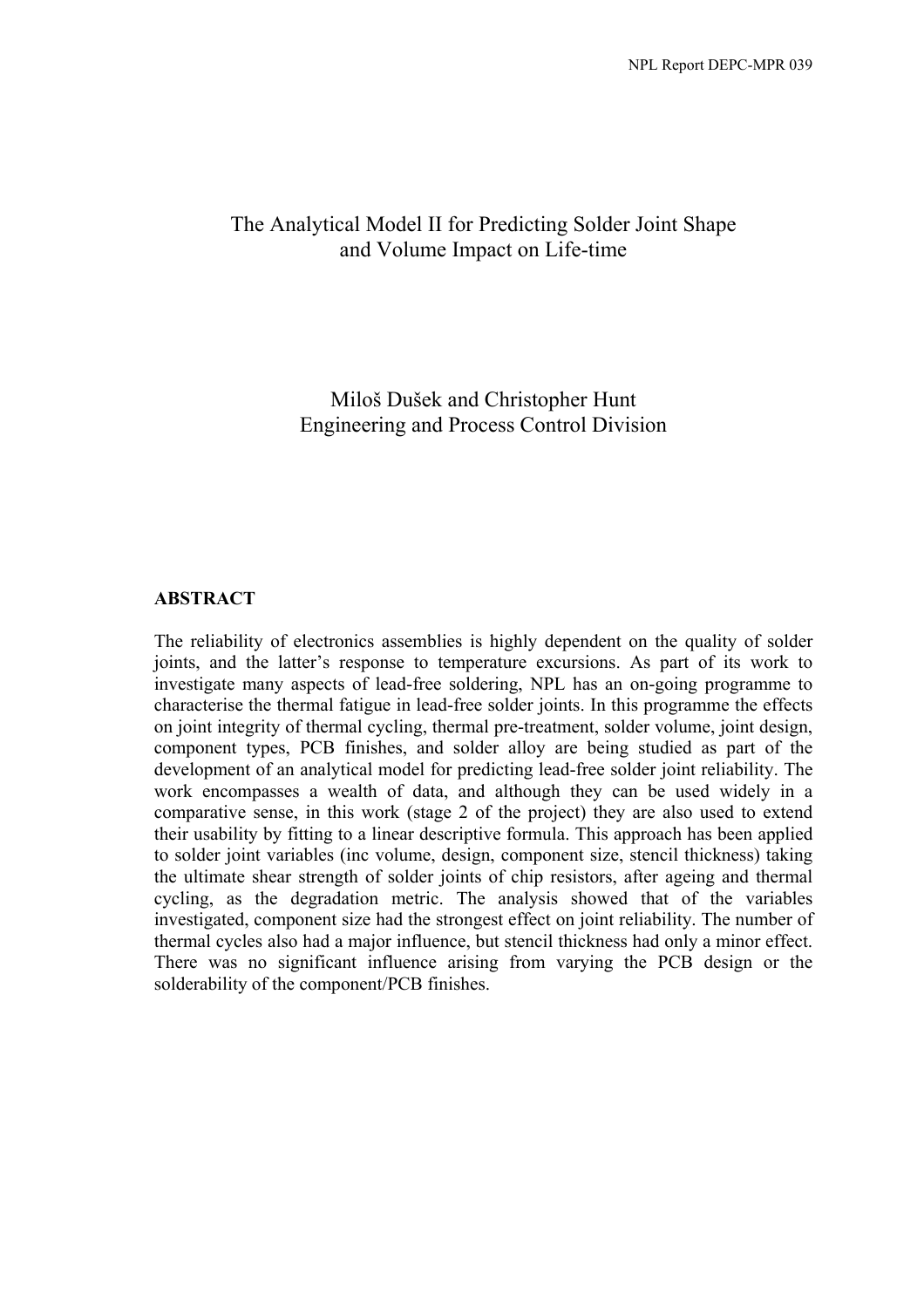# The Analytical Model II for Predicting Solder Joint Shape and Volume Impact on Life-time

Miloš Dušek and Christopher Hunt
Engineering and Process Control Division

## ABSTRACT

The reliability of electronics assemblies is highly dependent on the quality of solder joints, and the latter's response to temperature excursions. As part of its work to investigate many aspects of lead-free soldering, NPL has an on-going programme to characterise the thermal fatigue in lead-free solder joints. In this programme the effects on joint integrity of thermal cycling, thermal pre-treatment, solder volume, joint design, component types, PCB finishes, and solder alloy are being studied as part of the development of an analytical model for predicting lead-free solder joint reliability. The work encompasses a wealth of data, and although they can be used widely in a comparative sense, in this work (stage 2 of the project) they are also used to extend their usability by fitting to a linear descriptive formula. This approach has been applied to solder joint variables (inc volume, design, component size, stencil thickness) taking the ultimate shear strength of solder joints of chip resistors, after ageing and thermal cycling, as the degradation metric. The analysis showed that of the variables investigated, component size had the strongest effect on joint reliability. The number of thermal cycles also had a major influence, but stencil thickness had only a minor effect. There was no significant influence arising from varying the PCB design or the solderability of the component/PCB finishes.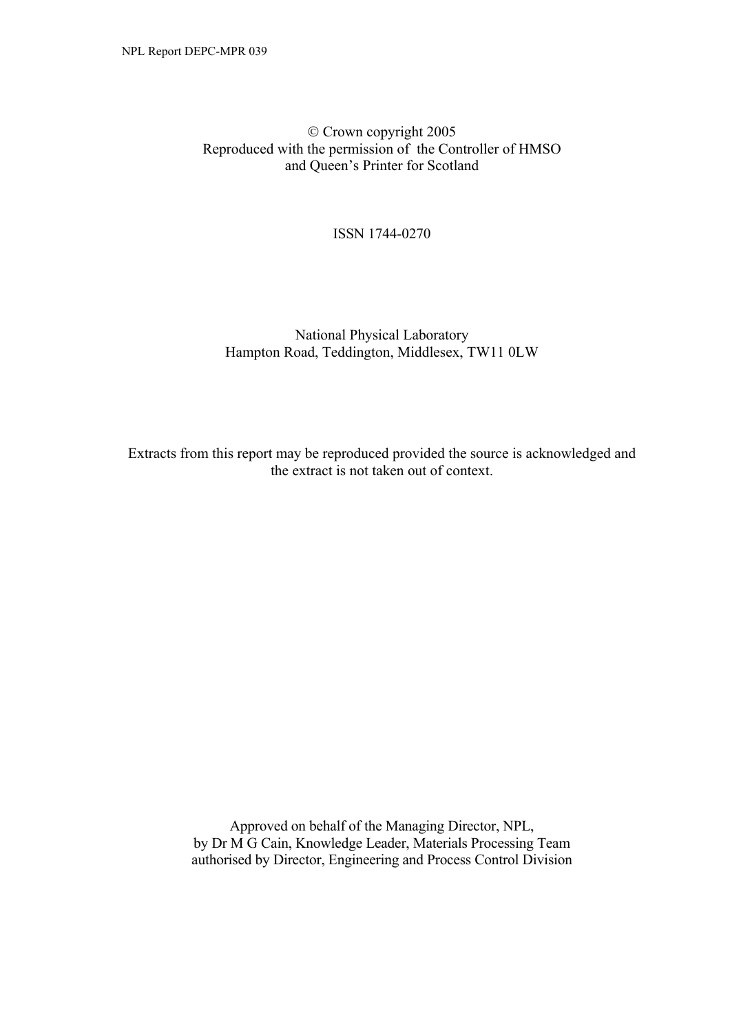© Crown copyright 2005
Reproduced with the permission of the Controller of HMSO
and Queen's Printer for Scotland

ISSN 1744-0270

National Physical Laboratory
Hampton Road, Teddington, Middlesex, TW11 0LW

Extracts from this report may be reproduced provided the source is acknowledged and the extract is not taken out of context.

Approved on behalf of the Managing Director, NPL,
by Dr M G Cain, Knowledge Leader, Materials Processing Team
authorised by Director, Engineering and Process Control Division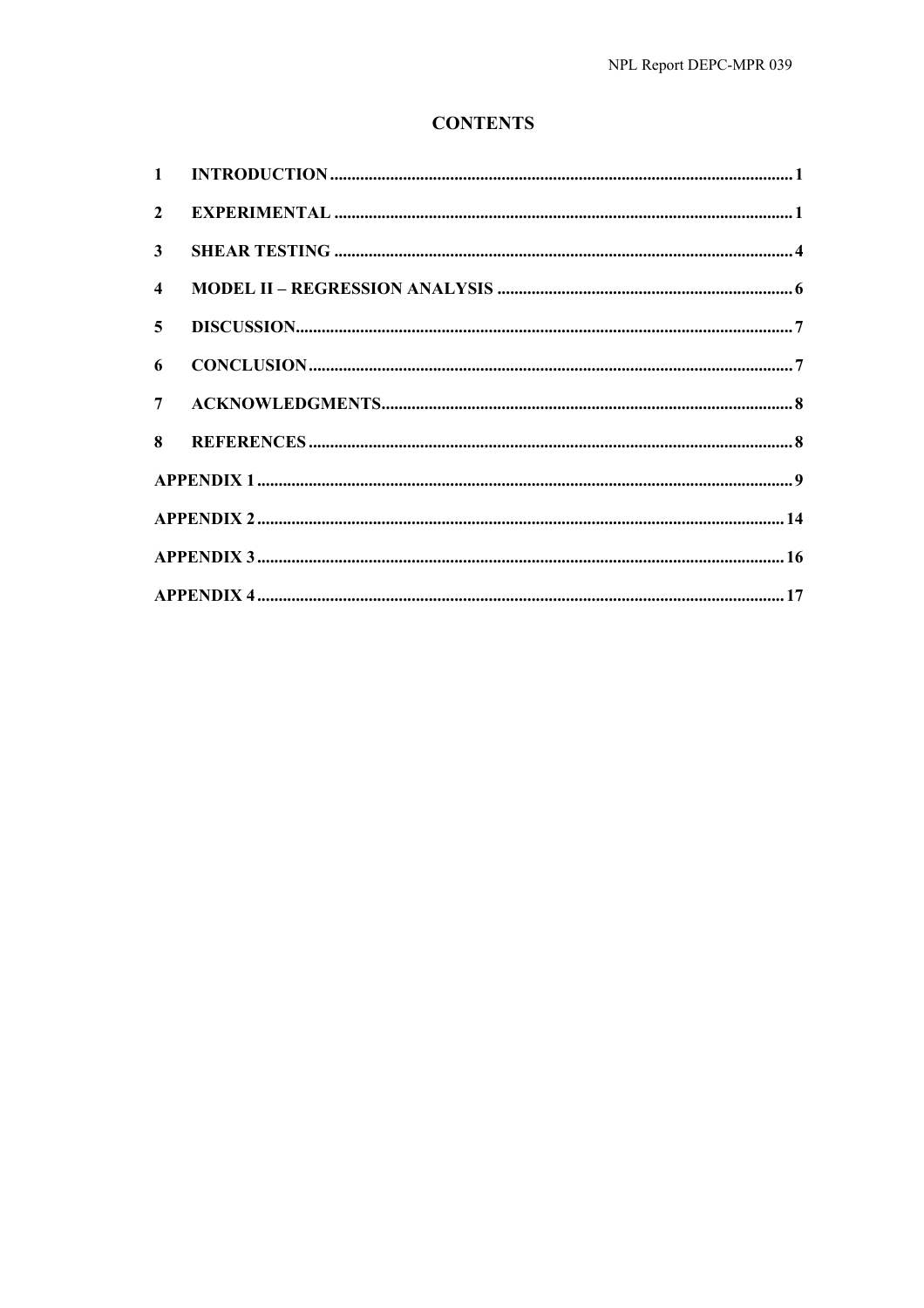# CONTENTS

| | | |
|---|---|---|
| 1 | INTRODUCTION | 1 |
| 2 | EXPERIMENTAL | 1 |
| 3 | SHEAR TESTING | 4 |
| 4 | MODEL II – REGRESSION ANALYSIS | 6 |
| 5 | DISCUSSION | 7 |
| 6 | CONCLUSION | 7 |
| 7 | ACKNOWLEDGMENTS | 8 |
| 8 | REFERENCES | 8 |
| APPENDIX 1 | | 9 |
| APPENDIX 2 | | 14 |
| APPENDIX 3 | | 16 |
| APPENDIX 4 | | 17 |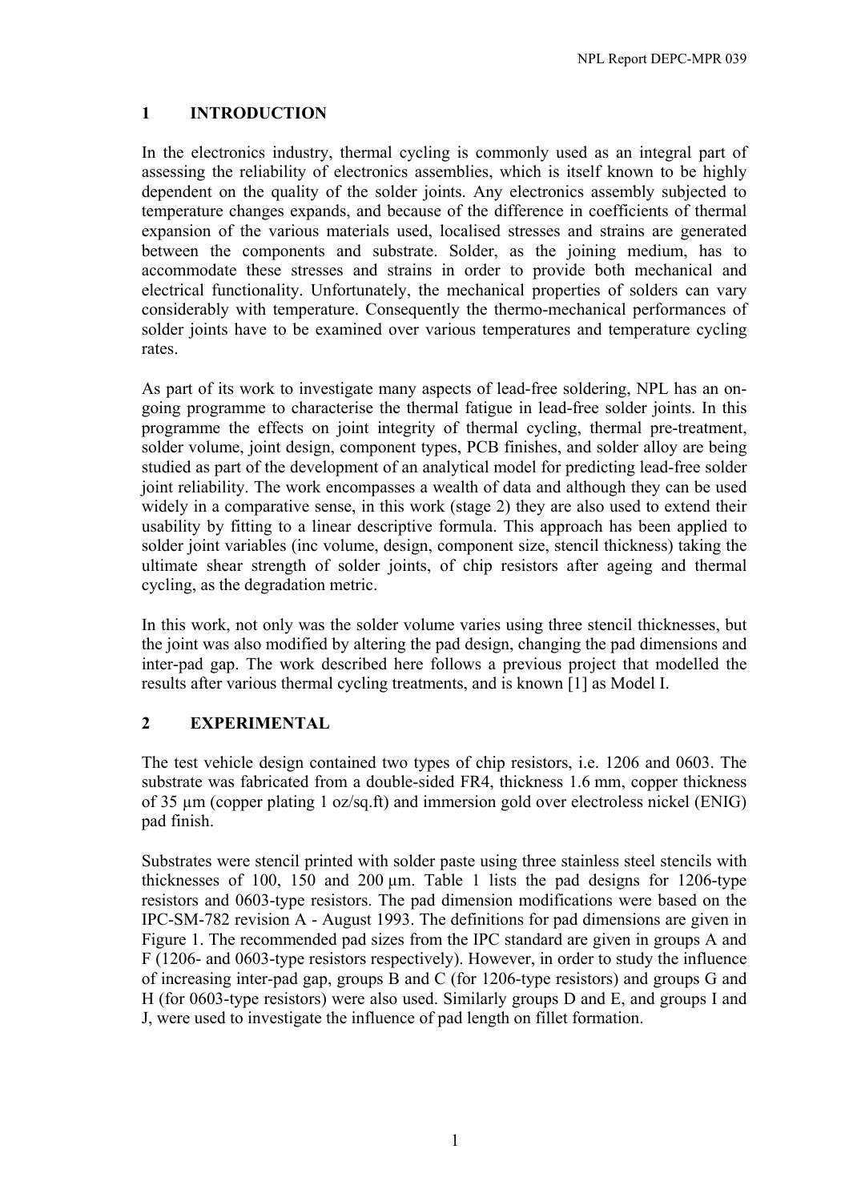## 1 INTRODUCTION

In the electronics industry, thermal cycling is commonly used as an integral part of assessing the reliability of electronics assemblies, which is itself known to be highly dependent on the quality of the solder joints. Any electronics assembly subjected to temperature changes expands, and because of the difference in coefficients of thermal expansion of the various materials used, localised stresses and strains are generated between the components and substrate. Solder, as the joining medium, has to accommodate these stresses and strains in order to provide both mechanical and electrical functionality. Unfortunately, the mechanical properties of solders can vary considerably with temperature. Consequently the thermo-mechanical performances of solder joints have to be examined over various temperatures and temperature cycling rates.

As part of its work to investigate many aspects of lead-free soldering, NPL has an on-going programme to characterise the thermal fatigue in lead-free solder joints. In this programme the effects on joint integrity of thermal cycling, thermal pre-treatment, solder volume, joint design, component types, PCB finishes, and solder alloy are being studied as part of the development of an analytical model for predicting lead-free solder joint reliability. The work encompasses a wealth of data and although they can be used widely in a comparative sense, in this work (stage 2) they are also used to extend their usability by fitting to a linear descriptive formula. This approach has been applied to solder joint variables (inc volume, design, component size, stencil thickness) taking the ultimate shear strength of solder joints, of chip resistors after ageing and thermal cycling, as the degradation metric.

In this work, not only was the solder volume varies using three stencil thicknesses, but the joint was also modified by altering the pad design, changing the pad dimensions and inter-pad gap. The work described here follows a previous project that modelled the results after various thermal cycling treatments, and is known [1] as Model I.

## 2 EXPERIMENTAL

The test vehicle design contained two types of chip resistors, i.e. 1206 and 0603. The substrate was fabricated from a double-sided FR4, thickness 1.6 mm, copper thickness of 35 µm (copper plating 1 oz/sq.ft) and immersion gold over electroless nickel (ENIG) pad finish.

Substrates were stencil printed with solder paste using three stainless steel stencils with thicknesses of 100, 150 and 200 µm. Table 1 lists the pad designs for 1206-type resistors and 0603-type resistors. The pad dimension modifications were based on the IPC-SM-782 revision A - August 1993. The definitions for pad dimensions are given in Figure 1. The recommended pad sizes from the IPC standard are given in groups A and F (1206- and 0603-type resistors respectively). However, in order to study the influence of increasing inter-pad gap, groups B and C (for 1206-type resistors) and groups G and H (for 0603-type resistors) were also used. Similarly groups D and E, and groups I and J, were used to investigate the influence of pad length on fillet formation.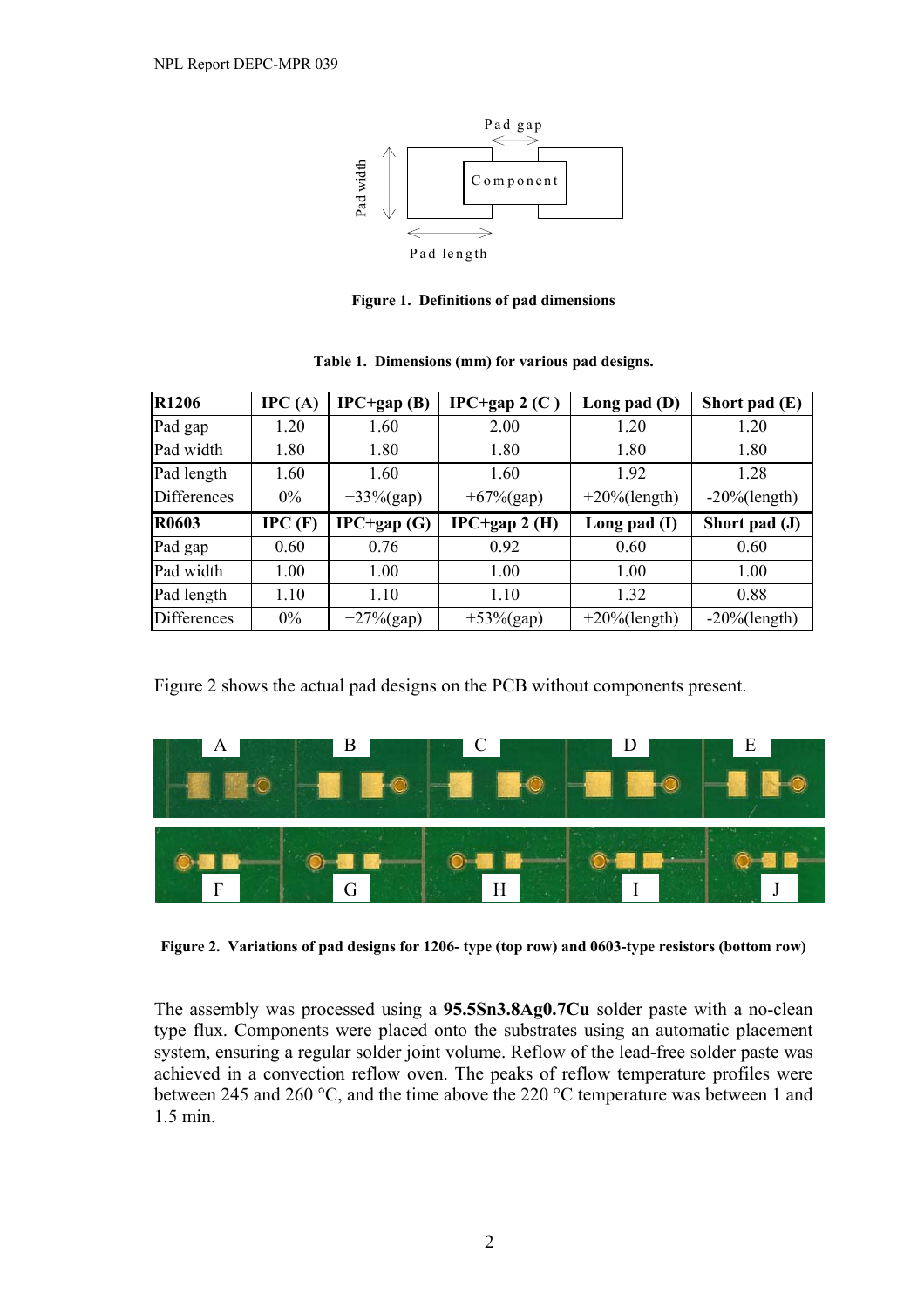Figure 1. **Definitions of pad dimensions**

**Table 1. Dimensions (mm) for various pad designs.**

| **R1206** | **IPC (A)** | **IPC+gap (B)** | **IPC+gap 2 (C )** | **Long pad (D)** | **Short pad (E)** |
|---|---|---|---|---|---|
| Pad gap | 1.20 | 1.60 | 2.00 | 1.20 | 1.20 |
| Pad width | 1.80 | 1.80 | 1.80 | 1.80 | 1.80 |
| Pad length | 1.60 | 1.60 | 1.60 | 1.92 | 1.28 |
| Differences | 0% | +33%(gap) | +67%(gap) | +20%(length) | -20%(length) |
| **R0603** | **IPC (F)** | **IPC+gap (G)** | **IPC+gap 2 (H)** | **Long pad (I)** | **Short pad (J)** |
| Pad gap | 0.60 | 0.76 | 0.92 | 0.60 | 0.60 |
| Pad width | 1.00 | 1.00 | 1.00 | 1.00 | 1.00 |
| Pad length | 1.10 | 1.10 | 1.10 | 1.32 | 0.88 |
| Differences | 0% | +27%(gap) | +53%(gap) | +20%(length) | -20%(length) |

Figure 2 shows the actual pad designs on the PCB without components present.

**Figure 2. Variations of pad designs for 1206- type (top row) and 0603-type resistors (bottom row)**

The assembly was processed using a **95.5Sn3.8Ag0.7Cu** solder paste with a no-clean type flux. Components were placed onto the substrates using an automatic placement system, ensuring a regular solder joint volume. Reflow of the lead-free solder paste was achieved in a convection reflow oven. The peaks of reflow temperature profiles were between 245 and 260 °C, and the time above the 220 °C temperature was between 1 and 1.5 min.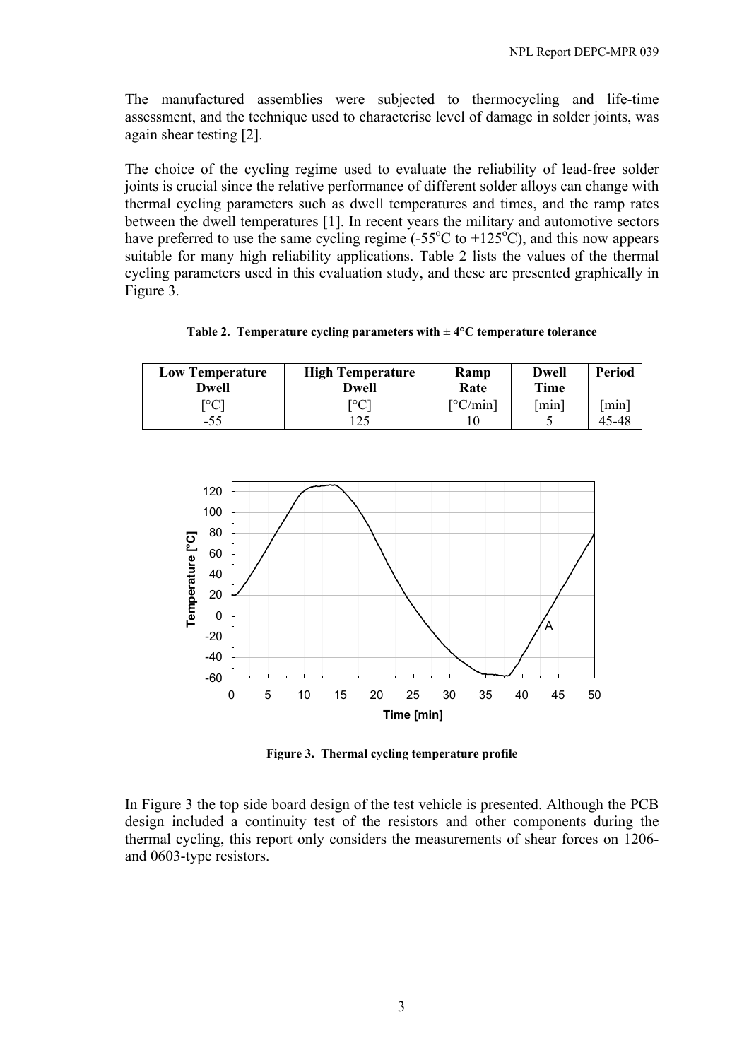The manufactured assemblies were subjected to thermocycling and life-time assessment, and the technique used to characterise level of damage in solder joints, was again shear testing [2].

The choice of the cycling regime used to evaluate the reliability of lead-free solder joints is crucial since the relative performance of different solder alloys can change with thermal cycling parameters such as dwell temperatures and times, and the ramp rates between the dwell temperatures [1]. In recent years the military and automotive sectors have preferred to use the same cycling regime (-55°C to +125°C), and this now appears suitable for many high reliability applications. Table 2 lists the values of the thermal cycling parameters used in this evaluation study, and these are presented graphically in Figure 3.

**Table 2. Temperature cycling parameters with ± 4°C temperature tolerance**

| Low Temperature Dwell | High Temperature Dwell | Ramp Rate | Dwell Time | Period |
|---|---|---|---|---|
| [°C] | [°C] | [°C/min] | [min] | [min] |
| -55 | 125 | 10 | 5 | 45-48 |

**Figure 3. Thermal cycling temperature profile**

In Figure 3 the top side board design of the test vehicle is presented. Although the PCB design included a continuity test of the resistors and other components during the thermal cycling, this report only considers the measurements of shear forces on 1206- and 0603-type resistors.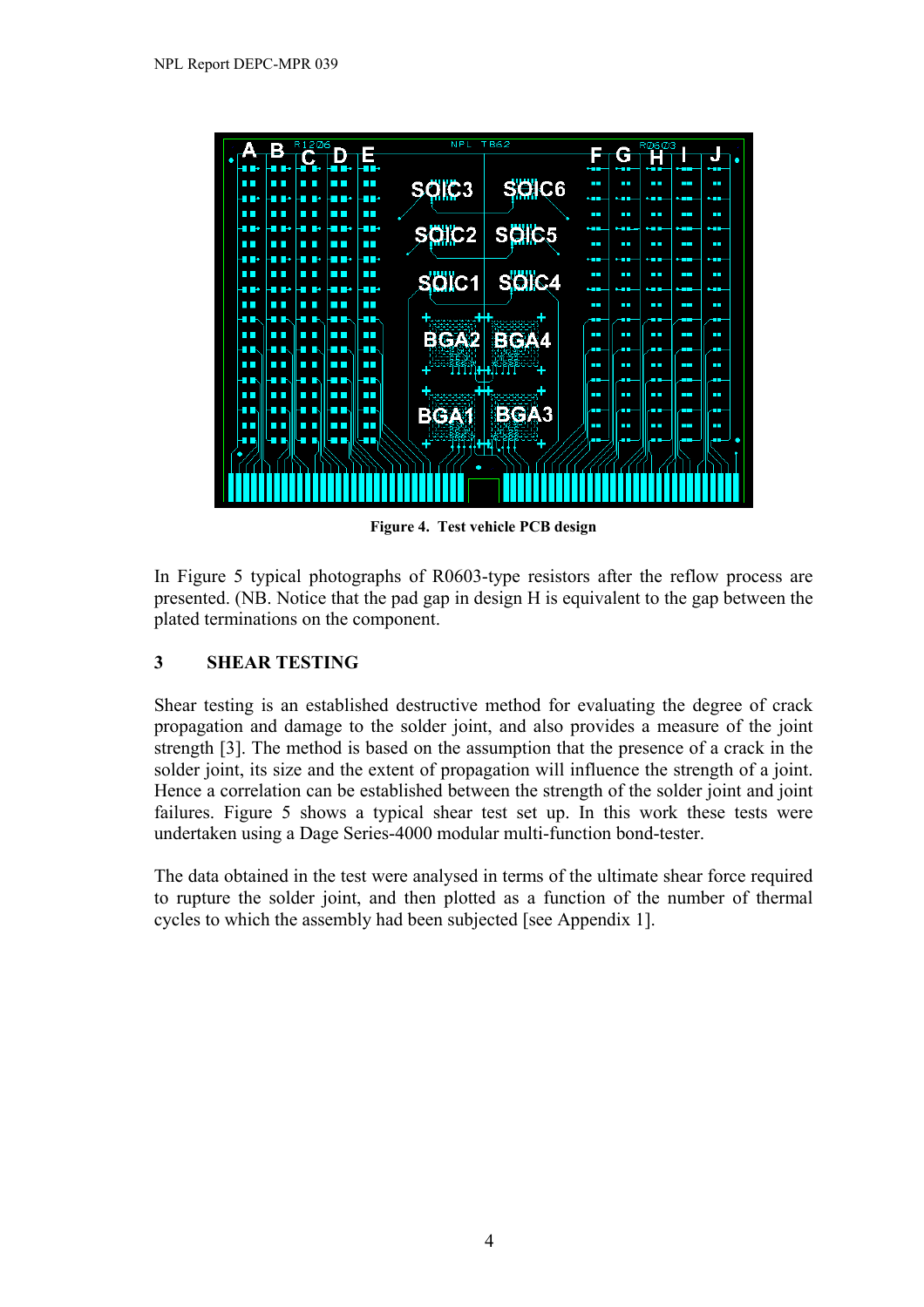**Figure 4. Test vehicle PCB design**

In Figure 5 typical photographs of R0603-type resistors after the reflow process are presented. (NB. Notice that the pad gap in design H is equivalent to the gap between the plated terminations on the component.

## 3 SHEAR TESTING

Shear testing is an established destructive method for evaluating the degree of crack propagation and damage to the solder joint, and also provides a measure of the joint strength [3]. The method is based on the assumption that the presence of a crack in the solder joint, its size and the extent of propagation will influence the strength of a joint. Hence a correlation can be established between the strength of the solder joint and joint failures. Figure 5 shows a typical shear test set up. In this work these tests were undertaken using a Dage Series-4000 modular multi-function bond-tester.

The data obtained in the test were analysed in terms of the ultimate shear force required to rupture the solder joint, and then plotted as a function of the number of thermal cycles to which the assembly had been subjected [see Appendix 1].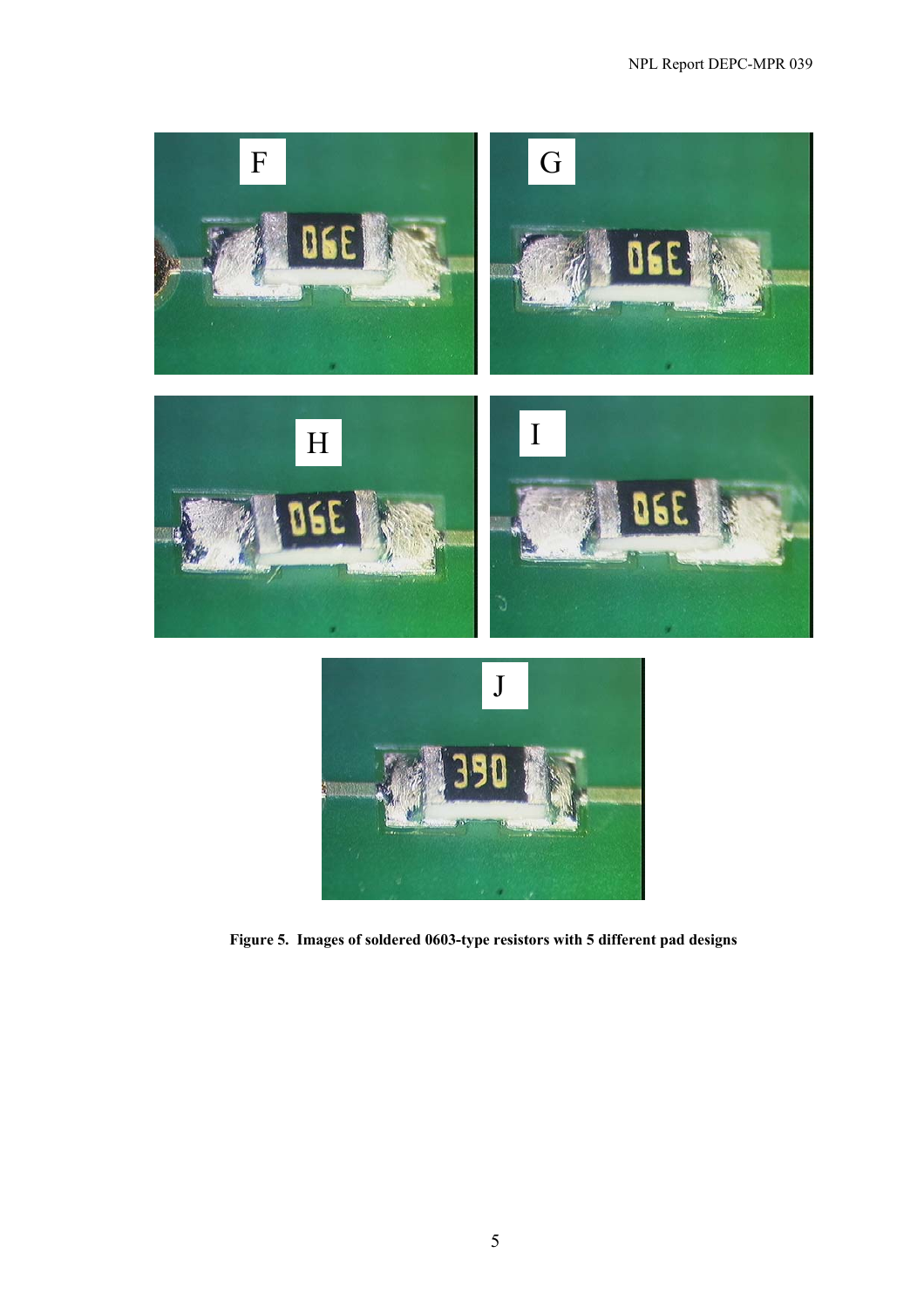**Figure 5. Images of soldered 0603-type resistors with 5 different pad designs**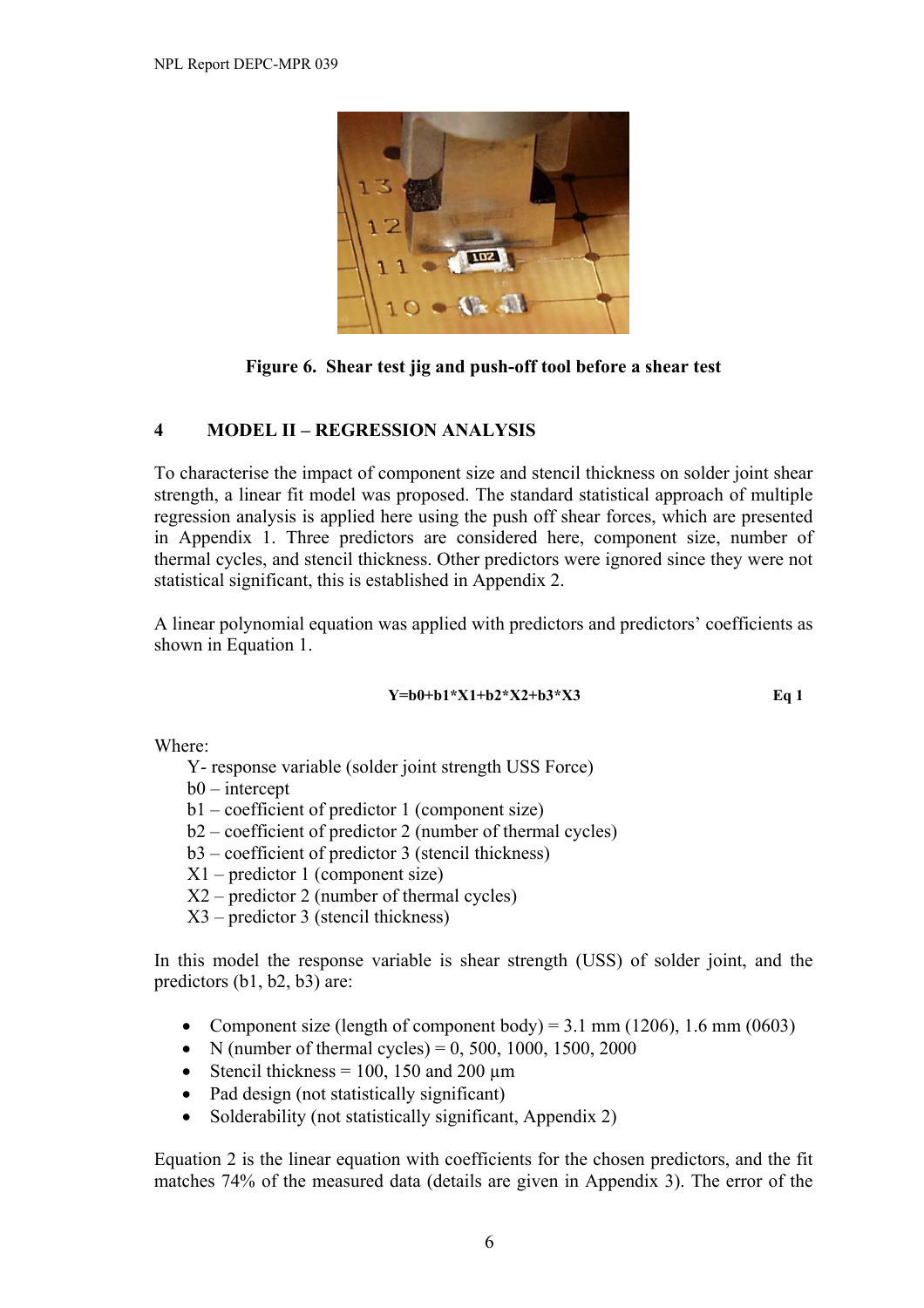Figure 6. Shear test jig and push-off tool before a shear test

## 4 MODEL II – REGRESSION ANALYSIS

To characterise the impact of component size and stencil thickness on solder joint shear strength, a linear fit model was proposed. The standard statistical approach of multiple regression analysis is applied here using the push off shear forces, which are presented in Appendix 1. Three predictors are considered here, component size, number of thermal cycles, and stencil thickness. Other predictors were ignored since they were not statistical significant, this is established in Appendix 2.

A linear polynomial equation was applied with predictors and predictors' coefficients as shown in Equation 1.

$$Y = b0 + b1*X1 + b2*X2 + b3*X3 \qquad \text{Eq 1}$$

Where:

- Y- response variable (solder joint strength USS Force)
- b0 – intercept
- b1 – coefficient of predictor 1 (component size)
- b2 – coefficient of predictor 2 (number of thermal cycles)
- b3 – coefficient of predictor 3 (stencil thickness)
- X1 – predictor 1 (component size)
- X2 – predictor 2 (number of thermal cycles)
- X3 – predictor 3 (stencil thickness)

In this model the response variable is shear strength (USS) of solder joint, and the predictors (b1, b2, b3) are:

- Component size (length of component body) = 3.1 mm (1206), 1.6 mm (0603)
- N (number of thermal cycles) = 0, 500, 1000, 1500, 2000
- Stencil thickness = 100, 150 and 200 µm
- Pad design (not statistically significant)
- Solderability (not statistically significant, Appendix 2)

Equation 2 is the linear equation with coefficients for the chosen predictors, and the fit matches 74% of the measured data (details are given in Appendix 3). The error of the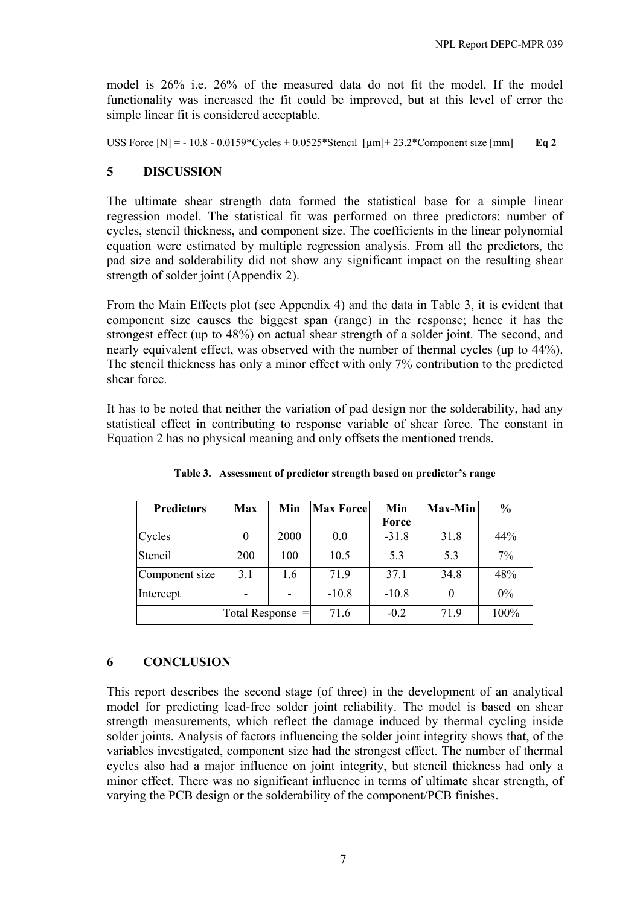model is 26% i.e. 26% of the measured data do not fit the model. If the model functionality was increased the fit could be improved, but at this level of error the simple linear fit is considered acceptable.

USS Force [N] = - 10.8 - 0.0159*Cycles + 0.0525*Stencil [μm]+ 23.2*Component size [mm] **Eq 2**

## 5 DISCUSSION

The ultimate shear strength data formed the statistical base for a simple linear regression model. The statistical fit was performed on three predictors: number of cycles, stencil thickness, and component size. The coefficients in the linear polynomial equation were estimated by multiple regression analysis. From all the predictors, the pad size and solderability did not show any significant impact on the resulting shear strength of solder joint (Appendix 2).

From the Main Effects plot (see Appendix 4) and the data in Table 3, it is evident that component size causes the biggest span (range) in the response; hence it has the strongest effect (up to 48%) on actual shear strength of a solder joint. The second, and nearly equivalent effect, was observed with the number of thermal cycles (up to 44%). The stencil thickness has only a minor effect with only 7% contribution to the predicted shear force.

It has to be noted that neither the variation of pad design nor the solderability, had any statistical effect in contributing to response variable of shear force. The constant in Equation 2 has no physical meaning and only offsets the mentioned trends.

**Table 3. Assessment of predictor strength based on predictor's range**

| Predictors | Max | Min | Max Force | Min Force | Max-Min | % |
|---|---|---|---|---|---|---|
| Cycles | 0 | 2000 | 0.0 | -31.8 | 31.8 | 44% |
| Stencil | 200 | 100 | 10.5 | 5.3 | 5.3 | 7% |
| Component size | 3.1 | 1.6 | 71.9 | 37.1 | 34.8 | 48% |
| Intercept | - | - | -10.8 | -10.8 | 0 | 0% |
| Total Response = | | | 71.6 | -0.2 | 71.9 | 100% |

## 6 CONCLUSION

This report describes the second stage (of three) in the development of an analytical model for predicting lead-free solder joint reliability. The model is based on shear strength measurements, which reflect the damage induced by thermal cycling inside solder joints. Analysis of factors influencing the solder joint integrity shows that, of the variables investigated, component size had the strongest effect. The number of thermal cycles also had a major influence on joint integrity, but stencil thickness had only a minor effect. There was no significant influence in terms of ultimate shear strength, of varying the PCB design or the solderability of the component/PCB finishes.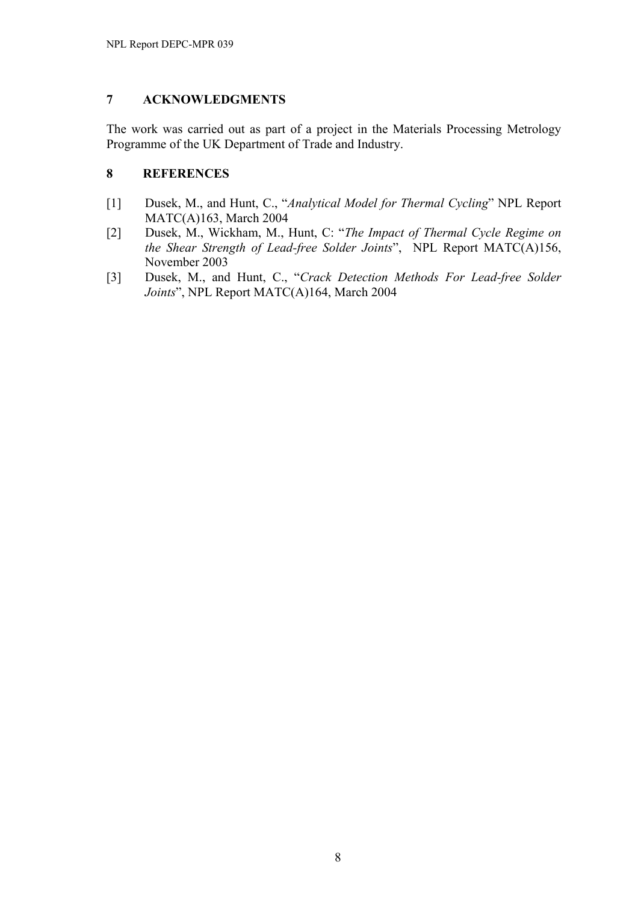## 7 ACKNOWLEDGMENTS

The work was carried out as part of a project in the Materials Processing Metrology Programme of the UK Department of Trade and Industry.

## 8 REFERENCES

[1] Dusek, M., and Hunt, C., "*Analytical Model for Thermal Cycling*" NPL Report MATC(A)163, March 2004

[2] Dusek, M., Wickham, M., Hunt, C: "*The Impact of Thermal Cycle Regime on the Shear Strength of Lead-free Solder Joints*", NPL Report MATC(A)156, November 2003

[3] Dusek, M., and Hunt, C., "*Crack Detection Methods For Lead-free Solder Joints*", NPL Report MATC(A)164, March 2004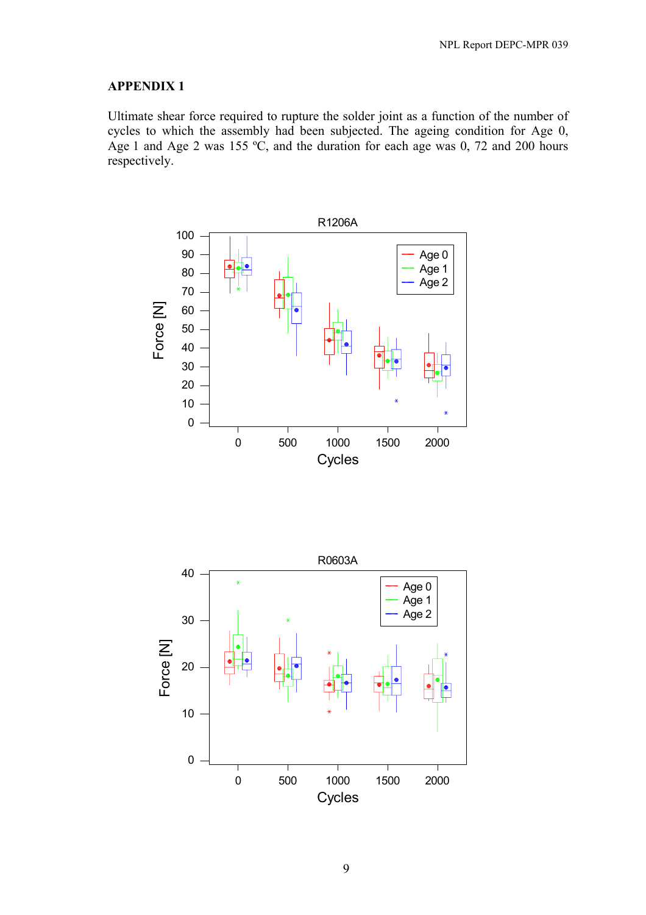## APPENDIX 1

Ultimate shear force required to rupture the solder joint as a function of the number of cycles to which the assembly had been subjected. The ageing condition for Age 0, Age 1 and Age 2 was 155 ºC, and the duration for each age was 0, 72 and 200 hours respectively.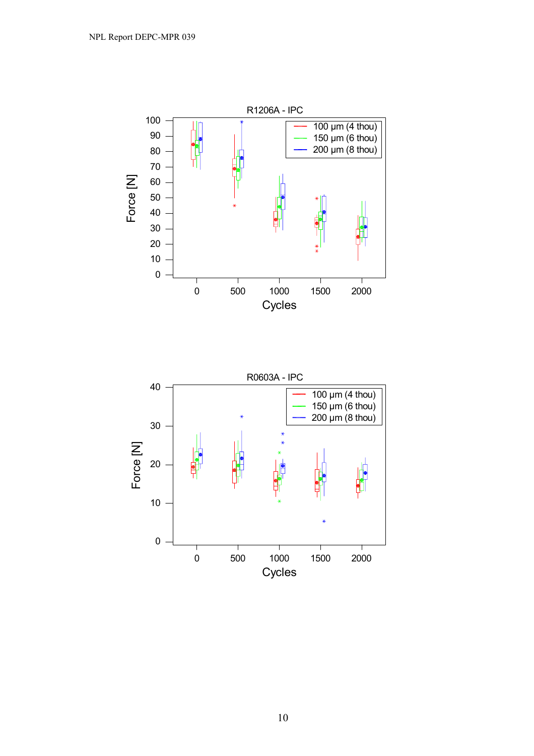R1206A - IPC

Force [N] vs. Cycles (0, 500, 1000, 1500, 2000)

- 100 µm (4 thou)
- 150 µm (6 thou)
- 200 µm (8 thou)

R0603A - IPC

Force [N] vs. Cycles (0, 500, 1000, 1500, 2000)

- 100 µm (4 thou)
- 150 µm (6 thou)
- 200 µm (8 thou)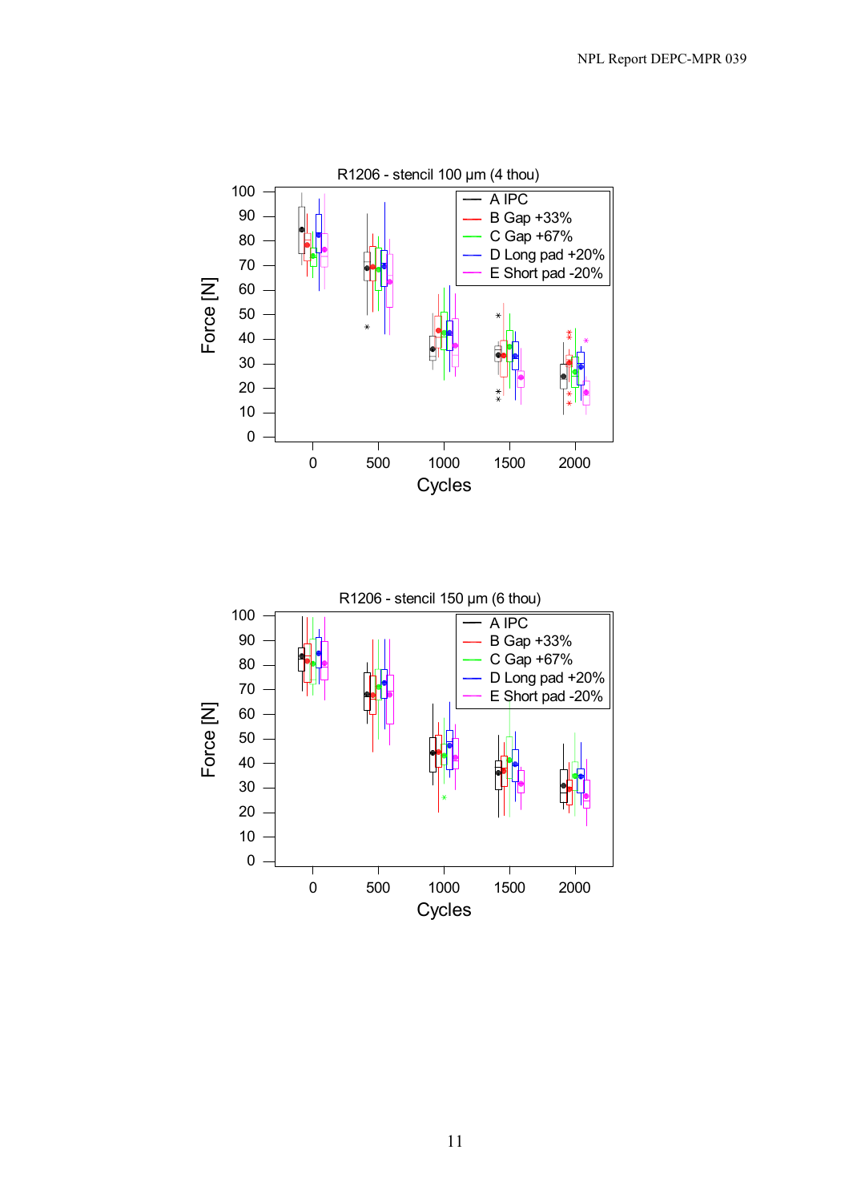R1206 - stencil 100 µm (4 thou)

R1206 - stencil 150 µm (6 thou)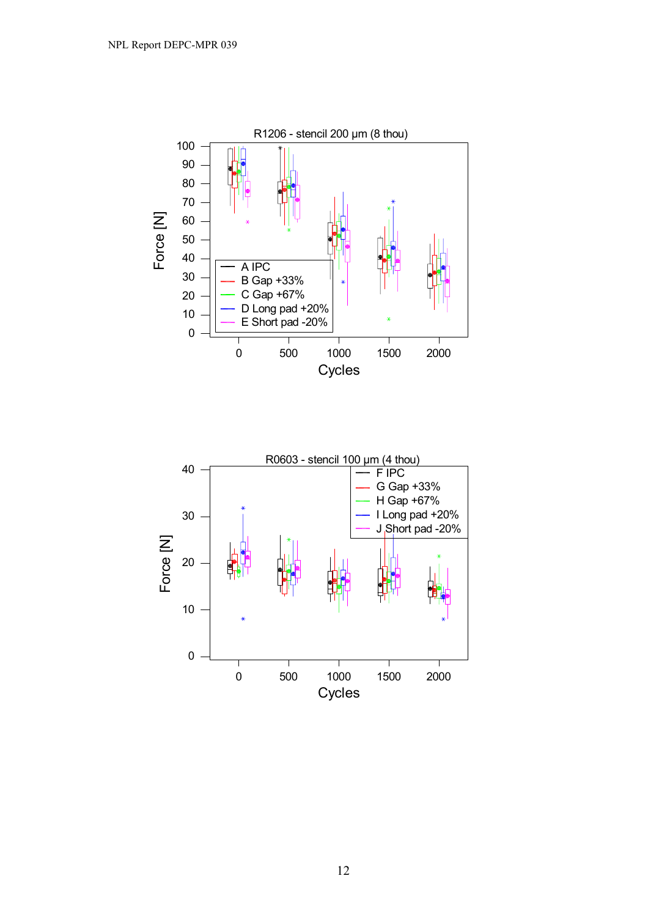R1206 - stencil 200 µm (8 thou)

Force [N]

Cycles

- A IPC
- B Gap +33%
- C Gap +67%
- D Long pad +20%
- E Short pad -20%

R0603 - stencil 100 µm (4 thou)

Force [N]

Cycles

- F IPC
- G Gap +33%
- H Gap +67%
- I Long pad +20%
- J Short pad -20%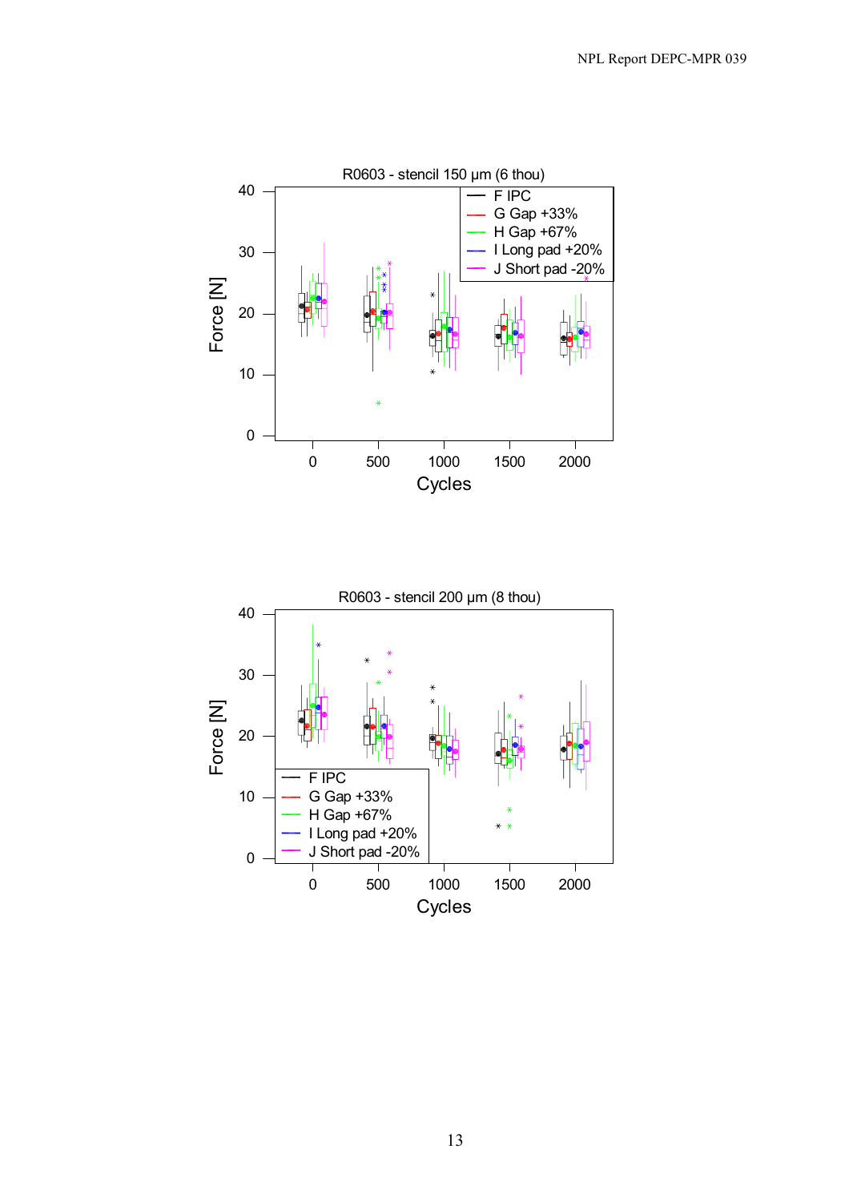R0603 - stencil 150 µm (6 thou)

- F IPC
- G Gap +33%
- H Gap +67%
- I Long pad +20%
- J Short pad -20%

Force [N] vs Cycles

R0603 - stencil 200 µm (8 thou)

- F IPC
- G Gap +33%
- H Gap +67%
- I Long pad +20%
- J Short pad -20%

Force [N] vs Cycles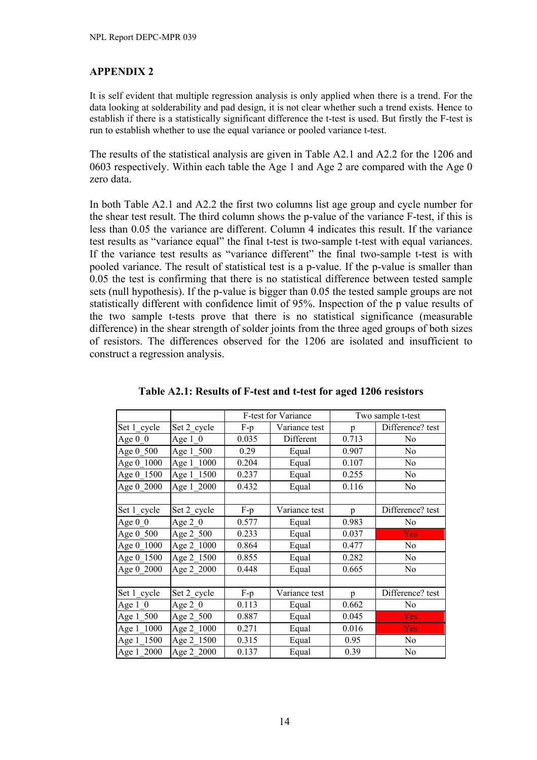## APPENDIX 2

It is self evident that multiple regression analysis is only applied when there is a trend. For the data looking at solderability and pad design, it is not clear whether such a trend exists. Hence to establish if there is a statistically significant difference the t-test is used. But firstly the F-test is run to establish whether to use the equal variance or pooled variance t-test.

The results of the statistical analysis are given in Table A2.1 and A2.2 for the 1206 and 0603 respectively. Within each table the Age 1 and Age 2 are compared with the Age 0 zero data.

In both Table A2.1 and A2.2 the first two columns list age group and cycle number for the shear test result. The third column shows the p-value of the variance F-test, if this is less than 0.05 the variance are different. Column 4 indicates this result. If the variance test results as "variance equal" the final t-test is two-sample t-test with equal variances. If the variance test results as "variance different" the final two-sample t-test is with pooled variance. The result of statistical test is a p-value. If the p-value is smaller than 0.05 the test is confirming that there is no statistical difference between tested sample sets (null hypothesis). If the p-value is bigger than 0.05 the tested sample groups are not statistically different with confidence limit of 95%. Inspection of the p value results of the two sample t-tests prove that there is no statistical significance (measurable difference) in the shear strength of solder joints from the three aged groups of both sizes of resistors. The differences observed for the 1206 are isolated and insufficient to construct a regression analysis.

**Table A2.1: Results of F-test and t-test for aged 1206 resistors**

| | | F-test for Variance | | Two sample t-test | |
|---|---|---|---|---|---|
| Set 1_cycle | Set 2_cycle | F-p | Variance test | p | Difference? test |
| Age 0_0 | Age 1_0 | 0.035 | Different | 0.713 | No |
| Age 0_500 | Age 1_500 | 0.29 | Equal | 0.907 | No |
| Age 0_1000 | Age 1_1000 | 0.204 | Equal | 0.107 | No |
| Age 0_1500 | Age 1_1500 | 0.237 | Equal | 0.255 | No |
| Age 0_2000 | Age 1_2000 | 0.432 | Equal | 0.116 | No |
| | | | | | |
| Set 1_cycle | Set 2_cycle | F-p | Variance test | p | Difference? test |
| Age 0_0 | Age 2_0 | 0.577 | Equal | 0.983 | No |
| Age 0_500 | Age 2_500 | 0.233 | Equal | 0.037 | Yes |
| Age 0_1000 | Age 2_1000 | 0.864 | Equal | 0.477 | No |
| Age 0_1500 | Age 2_1500 | 0.855 | Equal | 0.282 | No |
| Age 0_2000 | Age 2_2000 | 0.448 | Equal | 0.665 | No |
| | | | | | |
| Set 1_cycle | Set 2_cycle | F-p | Variance test | p | Difference? test |
| Age 1_0 | Age 2_0 | 0.113 | Equal | 0.662 | No |
| Age 1_500 | Age 2_500 | 0.887 | Equal | 0.045 | Yes |
| Age 1_1000 | Age 2_1000 | 0.271 | Equal | 0.016 | Yes |
| Age 1_1500 | Age 2_1500 | 0.315 | Equal | 0.95 | No |
| Age 1_2000 | Age 2_2000 | 0.137 | Equal | 0.39 | No |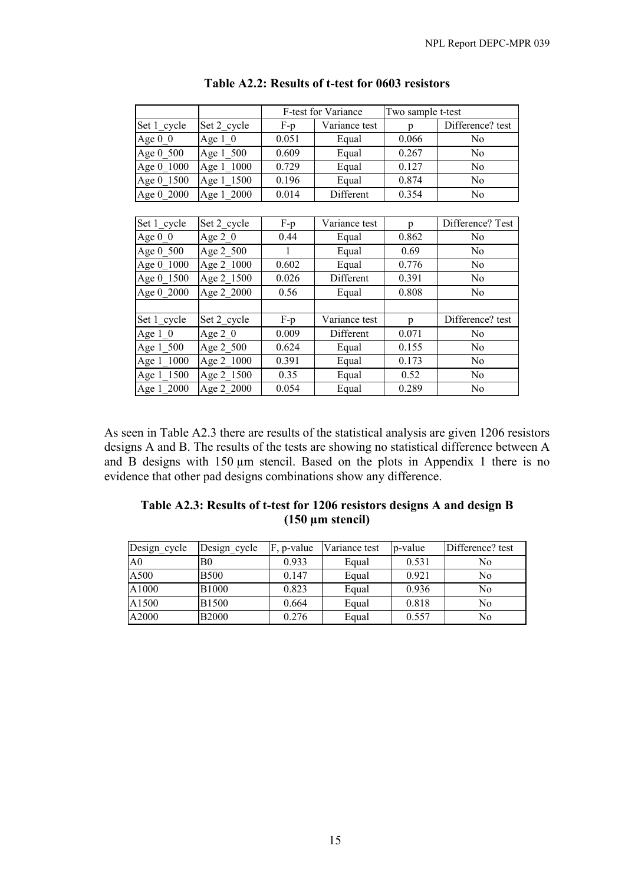**Table A2.2: Results of t-test for 0603 resistors**

| | | F-test for Variance | | Two sample t-test | |
|---|---|---|---|---|---|
| Set 1_cycle | Set 2_cycle | F-p | Variance test | p | Difference? test |
| Age 0_0 | Age 1_0 | 0.051 | Equal | 0.066 | No |
| Age 0_500 | Age 1_500 | 0.609 | Equal | 0.267 | No |
| Age 0_1000 | Age 1_1000 | 0.729 | Equal | 0.127 | No |
| Age 0_1500 | Age 1_1500 | 0.196 | Equal | 0.874 | No |
| Age 0_2000 | Age 1_2000 | 0.014 | Different | 0.354 | No |

| Set 1_cycle | Set 2_cycle | F-p | Variance test | p | Difference? Test |
|---|---|---|---|---|---|
| Age 0_0 | Age 2_0 | 0.44 | Equal | 0.862 | No |
| Age 0_500 | Age 2_500 | 1 | Equal | 0.69 | No |
| Age 0_1000 | Age 2_1000 | 0.602 | Equal | 0.776 | No |
| Age 0_1500 | Age 2_1500 | 0.026 | Different | 0.391 | No |
| Age 0_2000 | Age 2_2000 | 0.56 | Equal | 0.808 | No |
| | | | | | |
| Set 1_cycle | Set 2_cycle | F-p | Variance test | p | Difference? test |
| Age 1_0 | Age 2_0 | 0.009 | Different | 0.071 | No |
| Age 1_500 | Age 2_500 | 0.624 | Equal | 0.155 | No |
| Age 1_1000 | Age 2_1000 | 0.391 | Equal | 0.173 | No |
| Age 1_1500 | Age 2_1500 | 0.35 | Equal | 0.52 | No |
| Age 1_2000 | Age 2_2000 | 0.054 | Equal | 0.289 | No |

As seen in Table A2.3 there are results of the statistical analysis are given 1206 resistors designs A and B. The results of the tests are showing no statistical difference between A and B designs with 150 µm stencil. Based on the plots in Appendix 1 there is no evidence that other pad designs combinations show any difference.

**Table A2.3: Results of t-test for 1206 resistors designs A and design B (150 µm stencil)**

| Design_cycle | Design_cycle | F, p-value | Variance test | p-value | Difference? test |
|---|---|---|---|---|---|
| A0 | B0 | 0.933 | Equal | 0.531 | No |
| A500 | B500 | 0.147 | Equal | 0.921 | No |
| A1000 | B1000 | 0.823 | Equal | 0.936 | No |
| A1500 | B1500 | 0.664 | Equal | 0.818 | No |
| A2000 | B2000 | 0.276 | Equal | 0.557 | No |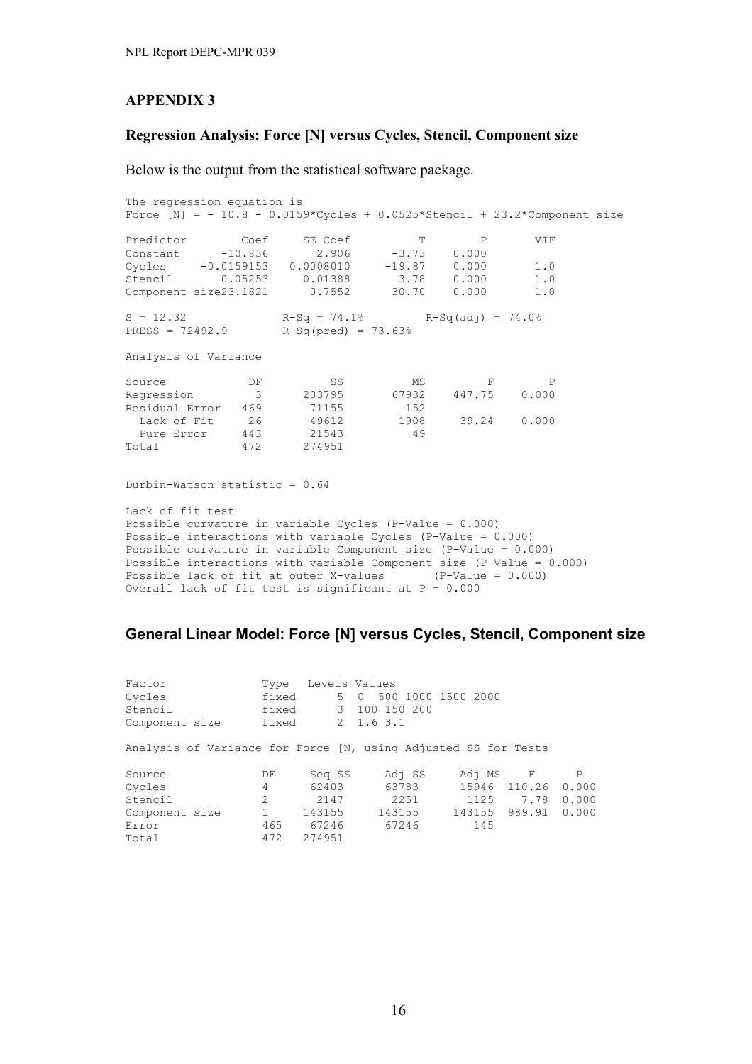# APPENDIX 3

## Regression Analysis: Force [N] versus Cycles, Stencil, Component size

Below is the output from the statistical software package.

```
The regression equation is
Force [N] = - 10.8 - 0.0159*Cycles + 0.0525*Stencil + 23.2*Component size

Predictor        Coef     SE Coef          T        P       VIF
Constant      -10.836       2.906      -3.73    0.000
Cycles     -0.0159153   0.0008010     -19.87    0.000       1.0
Stencil       0.05253     0.01388       3.78    0.000       1.0
Component size23.1821      0.7552      30.70    0.000       1.0

S = 12.32             R-Sq = 74.1%        R-Sq(adj) = 74.0%
PRESS = 72492.9       R-Sq(pred) = 73.63%

Analysis of Variance

Source           DF         SS          MS         F        P
Regression        3     203795       67932    447.75    0.000
Residual Error  469      71155         152
  Lack of Fit    26      49612        1908     39.24    0.000
  Pure Error    443      21543          49
Total           472     274951


Durbin-Watson statistic = 0.64

Lack of fit test
Possible curvature in variable Cycles (P-Value = 0.000)
Possible interactions with variable Cycles (P-Value = 0.000)
Possible curvature in variable Component size (P-Value = 0.000)
Possible interactions with variable Component size (P-Value = 0.000)
Possible lack of fit at outer X-values        (P-Value = 0.000)
Overall lack of fit test is significant at P = 0.000
```

## General Linear Model: Force [N] versus Cycles, Stencil, Component size

```
Factor              Type   Levels Values
Cycles              fixed       5  0  500 1000 1500 2000
Stencil             fixed       3  100 150 200
Component size      fixed       2  1.6 3.1

Analysis of Variance for Force [N, using Adjusted SS for Tests

Source              DF     Seq SS      Adj SS      Adj MS      F       P
Cycles              4       62403       63783       15946  110.26  0.000
Stencil             2        2147        2251        1125    7.78  0.000
Component size      1      143155      143155      143155  989.91  0.000
Error               465     67246       67246         145
Total               472    274951
```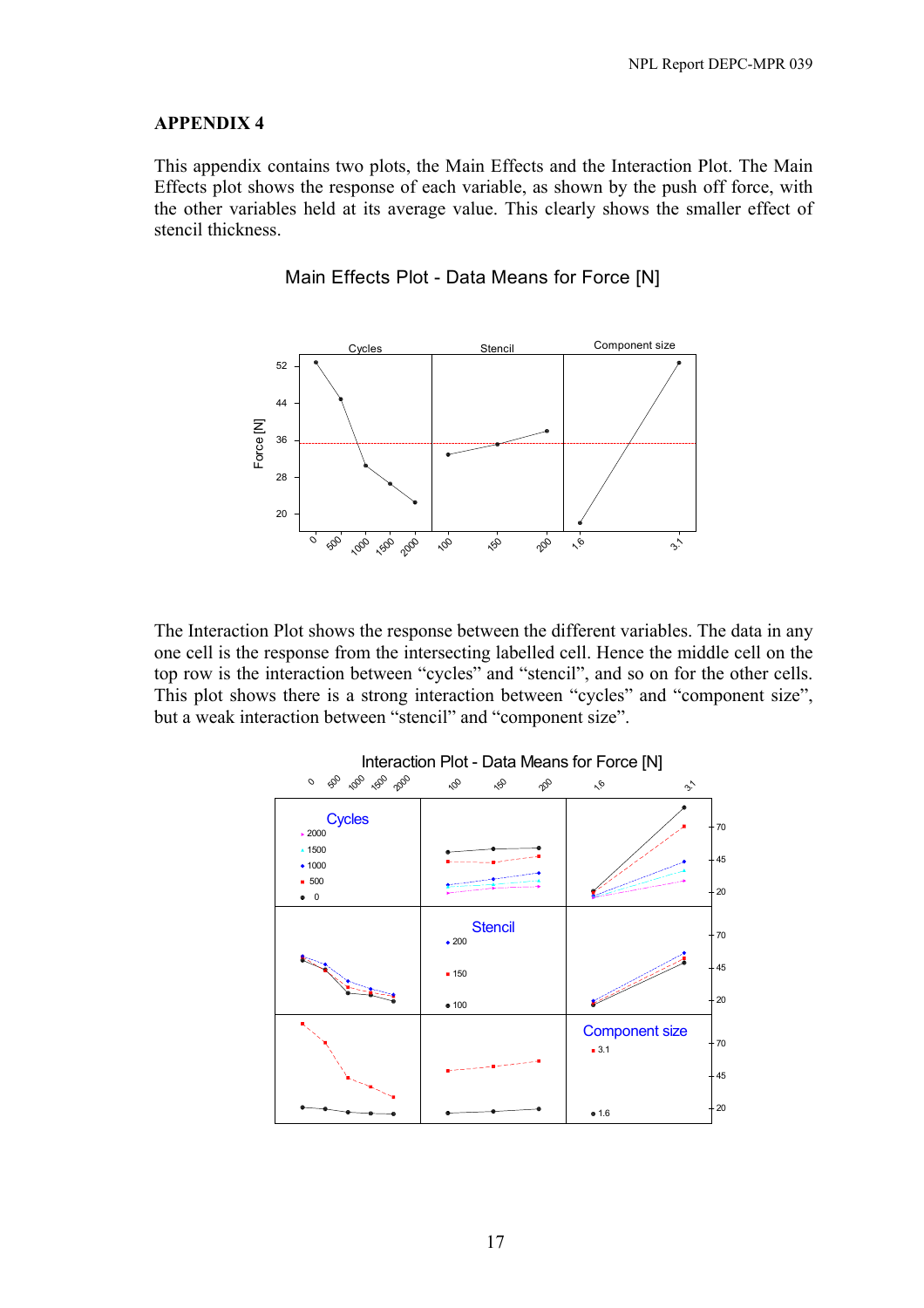# APPENDIX 4

This appendix contains two plots, the Main Effects and the Interaction Plot. The Main Effects plot shows the response of each variable, as shown by the push off force, with the other variables held at its average value. This clearly shows the smaller effect of stencil thickness.

Main Effects Plot - Data Means for Force [N]

Cycles
Stencil
Component size
Force [N]
52
44
36
28
20
0
500
1000
1500
2000
100
150
200
1.6
3.1

The Interaction Plot shows the response between the different variables. The data in any one cell is the response from the intersecting labelled cell. Hence the middle cell on the top row is the interaction between "cycles" and "stencil", and so on for the other cells. This plot shows there is a strong interaction between "cycles" and "component size", but a weak interaction between "stencil" and "component size".

Interaction Plot - Data Means for Force [N]

0
500
1000
1500
2000
100
150
200
1.6
3.1
Cycles
2000
1500
1000
500
0
Stencil
200
150
100
Component size
3.1
1.6
70
45
20